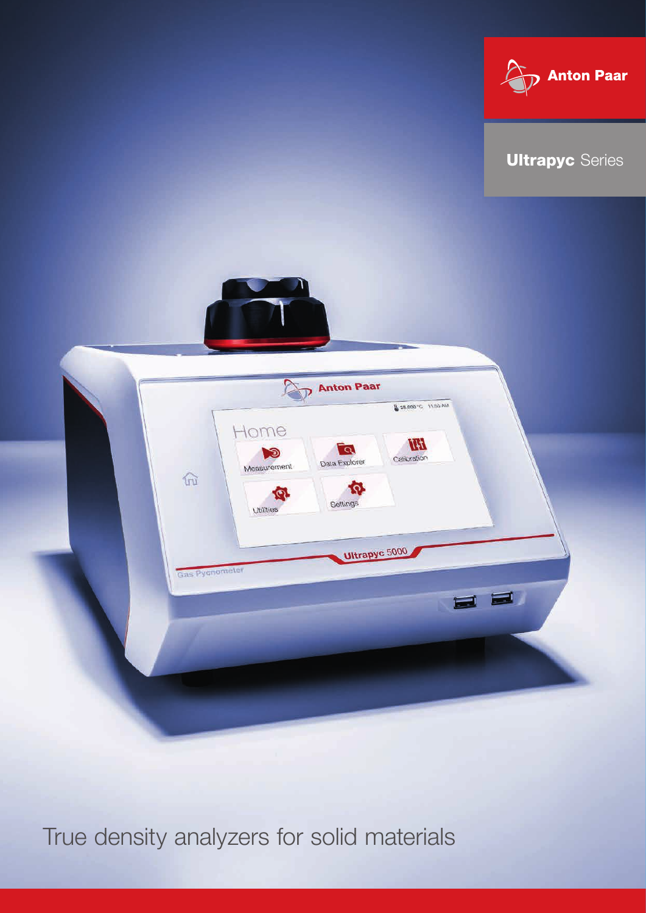Anton Paar

**Ultrapyc** Series

# True density analyzers for solid materials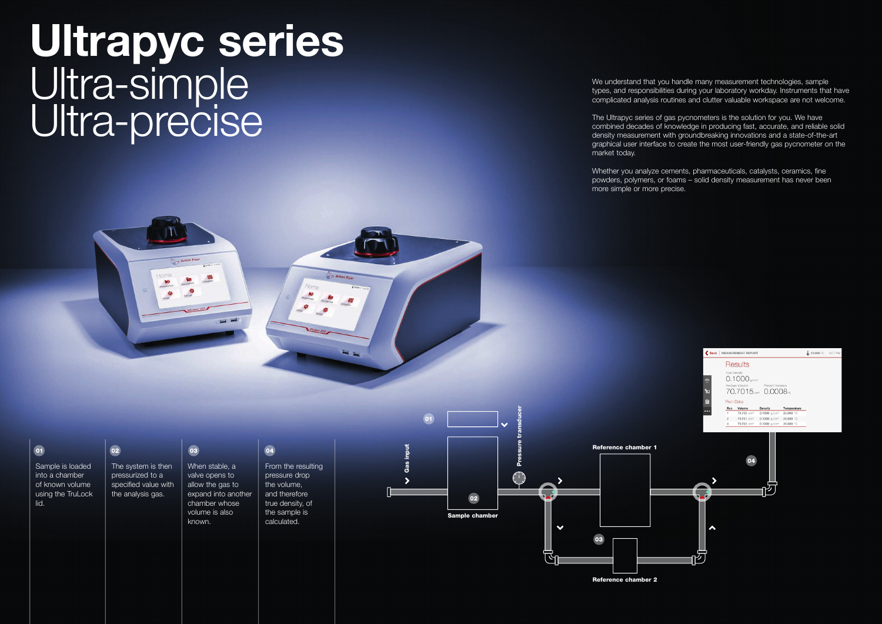# Ultrapyc series

## Ultra-simple
## Ultra-precise

We understand that you handle many measurement technologies, sample types, and responsibilities during your laboratory workday. Instruments that have complicated analysis routines and clutter valuable workspace are not welcome.

The Ultrapyc series of gas pycnometers is the solution for you. We have combined decades of knowledge in producing fast, accurate, and reliable solid density measurement with groundbreaking innovations and a state-of-the-art graphical user interface to create the most user-friendly gas pycnometer on the market today.

Whether you analyze cements, pharmaceuticals, catalysts, ceramics, fine powders, polymers, or foams – solid density measurement has never been more simple or more precise.

**01** Sample is loaded into a chamber of known volume using the TruLock lid.

**02** The system is then pressurized to a specified value with the analysis gas.

**03** When stable, a valve opens to allow the gas to expand into another chamber whose volume is also known.

**04** From the resulting pressure drop the volume, and therefore true density, of the sample is calculated.

Gas input

Pressure transducer

Sample chamber

Reference chamber 1

Reference chamber 2

Results

True Density 0.1000 g/cm³

Average Volume 70.7015 cm³ Percent Variance 0.0008 %

Run Data

| Run | Volume | Density | Temperature |
|---|---|---|---|
| 1 | 70.702 cm³ | 0.1000 g/cm³ | 25.000 °C |
| 2 | 70.701 cm³ | 0.1000 g/cm³ | 25.000 °C |
| 3 | 70.702 cm³ | 0.1000 g/cm³ | 25.000 °C |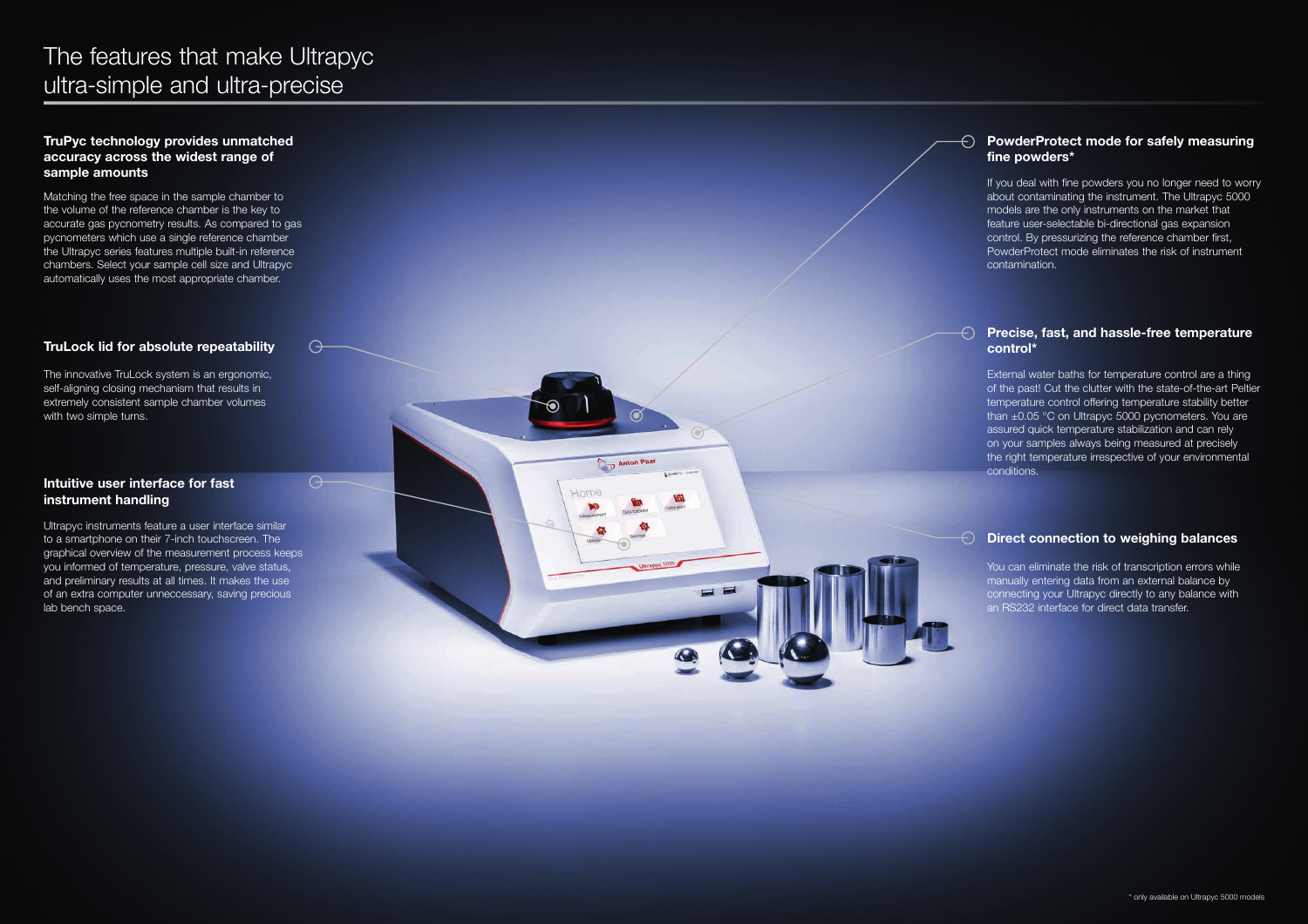# The features that make Ultrapyc ultra-simple and ultra-precise

### TruPyc technology provides unmatched accuracy across the widest range of sample amounts

Matching the free space in the sample chamber to the volume of the reference chamber is the key to accurate gas pycnometry results. As compared to gas pycnometers which use a single reference chamber the Ultrapyc series features multiple built-in reference chambers. Select your sample cell size and Ultrapyc automatically uses the most appropriate chamber.

### TruLock lid for absolute repeatability

The innovative TruLock system is an ergonomic, self-aligning closing mechanism that results in extremely consistent sample chamber volumes with two simple turns.

### Intuitive user interface for fast instrument handling

Ultrapyc instruments feature a user interface similar to a smartphone on their 7-inch touchscreen. The graphical overview of the measurement process keeps you informed of temperature, pressure, valve status, and preliminary results at all times. It makes the use of an extra computer unneccessary, saving precious lab bench space.

### PowderProtect mode for safely measuring fine powders*

If you deal with fine powders you no longer need to worry about contaminating the instrument. The Ultrapyc 5000 models are the only instruments on the market that feature user-selectable bi-directional gas expansion control. By pressurizing the reference chamber first, PowderProtect mode eliminates the risk of instrument contamination.

### Precise, fast, and hassle-free temperature control*

External water baths for temperature control are a thing of the past! Cut the clutter with the state-of-the-art Peltier temperature control offering temperature stability better than ±0.05 °C on Ultrapyc 5000 pycnometers. You are assured quick temperature stabilization and can rely on your samples always being measured at precisely the right temperature irrespective of your environmental conditions.

### Direct connection to weighing balances

You can eliminate the risk of transcription errors while manually entering data from an external balance by connecting your Ultrapyc directly to any balance with an RS232 interface for direct data transfer.

* only available on Ultrapyc 5000 models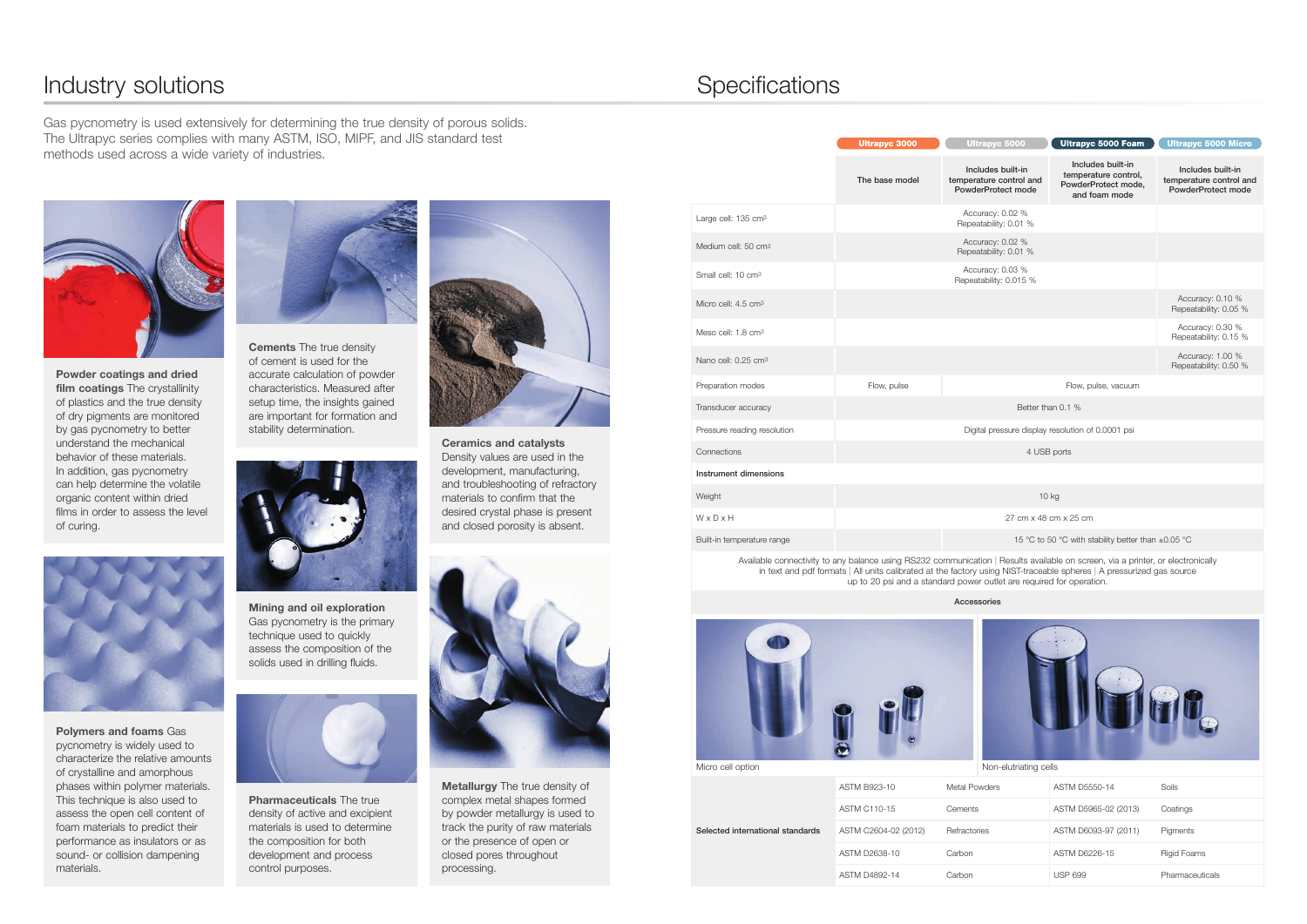# Industry solutions

Gas pycnometry is used extensively for determining the true density of porous solids. The Ultrapyc series complies with many ASTM, ISO, MIPF, and JIS standard test methods used across a wide variety of industries.

**Powder coatings and dried film coatings** The crystallinity of plastics and the true density of dry pigments are monitored by gas pycnometry to better understand the mechanical behavior of these materials. In addition, gas pycnometry can help determine the volatile organic content within dried films in order to assess the level of curing.

**Cements** The true density of cement is used for the accurate calculation of powder characteristics. Measured after setup time, the insights gained are important for formation and stability determination.

**Ceramics and catalysts** Density values are used in the development, manufacturing, and troubleshooting of refractory materials to confirm that the desired crystal phase is present and closed porosity is absent.

**Mining and oil exploration** Gas pycnometry is the primary technique used to quickly assess the composition of the solids used in drilling fluids.

**Polymers and foams** Gas pycnometry is widely used to characterize the relative amounts of crystalline and amorphous phases within polymer materials. This technique is also used to assess the open cell content of foam materials to predict their performance as insulators or as sound- or collision dampening materials.

**Pharmaceuticals** The true density of active and excipient materials is used to determine the composition for both development and process control purposes.

**Metallurgy** The true density of complex metal shapes formed by powder metallurgy is used to track the purity of raw materials or the presence of open or closed pores throughout processing.

# Specifications

| | Ultrapyc 3000 | Ultrapyc 5000 | Ultrapyc 5000 Foam | Ultrapyc 5000 Micro |
|---|---|---|---|---|
| | The base model | Includes built-in temperature control and PowderProtect mode | Includes built-in temperature control, PowderProtect mode, and foam mode | Includes built-in temperature control and PowderProtect mode |
| Large cell: 135 cm³ | Accuracy: 0.02 % Repeatability: 0.01 % | | | |
| Medium cell: 50 cm³ | Accuracy: 0.02 % Repeatability: 0.01 % | | | |
| Small cell: 10 cm³ | Accuracy: 0.03 % Repeatability: 0.015 % | | | |
| Micro cell: 4.5 cm³ | | | | Accuracy: 0.10 % Repeatability: 0.05 % |
| Meso cell: 1.8 cm³ | | | | Accuracy: 0.30 % Repeatability: 0.15 % |
| Nano cell: 0.25 cm³ | | | | Accuracy: 1.00 % Repeatability: 0.50 % |
| Preparation modes | Flow, pulse | Flow, pulse, vacuum | | |
| Transducer accuracy | Better than 0.1 % | | | |
| Pressure reading resolution | Digital pressure display resolution of 0.0001 psi | | | |
| Connections | 4 USB ports | | | |
| **Instrument dimensions** | | | | |
| Weight | 10 kg | | | |
| W x D x H | 27 cm x 48 cm x 25 cm | | | |
| Built-in temperature range | | 15 °C to 50 °C with stability better than ±0.05 °C | | |

Available connectivity to any balance using RS232 communication | Results available on screen, via a printer, or electronically in text and pdf formats | All units calibrated at the factory using NIST-traceable spheres | A pressurized gas source up to 20 psi and a standard power outlet are required for operation.

**Accessories**

Micro cell option

Non-elutriating cells

| Selected international standards | | | | |
|---|---|---|---|---|
| | ASTM B923-10 | Metal Powders | ASTM D5550-14 | Soils |
| | ASTM C110-15 | Cements | ASTM D5965-02 (2013) | Coatings |
| | ASTM C2604-02 (2012) | Refractories | ASTM D6093-97 (2011) | Pigments |
| | ASTM D2638-10 | Carbon | ASTM D6226-15 | Rigid Foams |
| | ASTM D4892-14 | Carbon | USP 699 | Pharmaceuticals |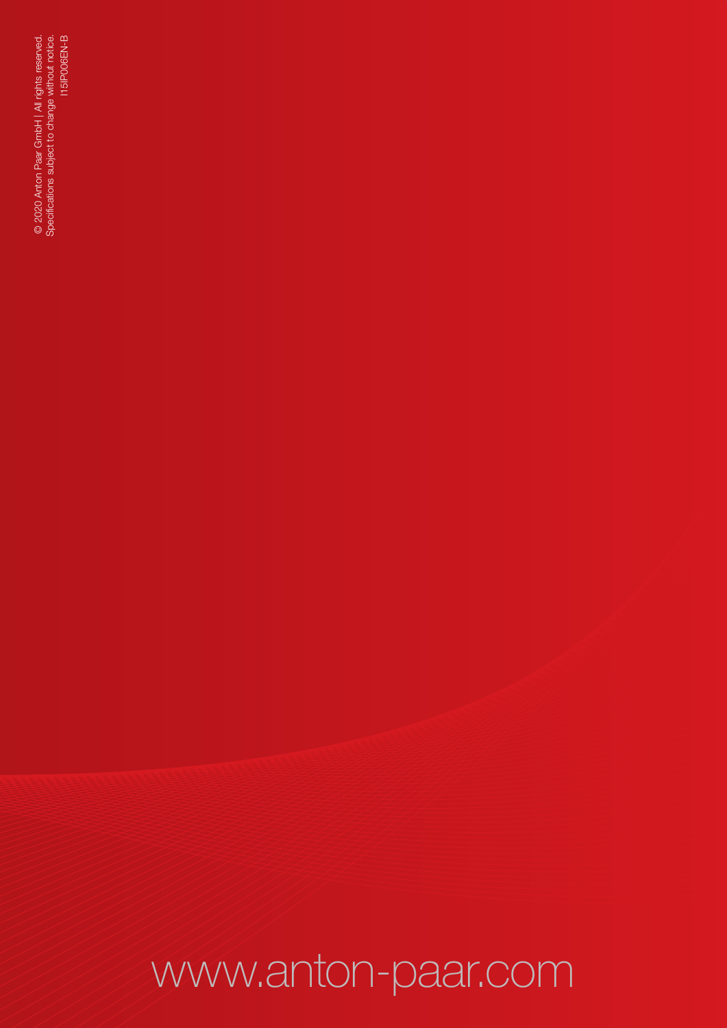© 2020 Anton Paar GmbH | All rights reserved.
Specifications subject to change without notice.
I15IP006EN-B

www.anton-paar.com